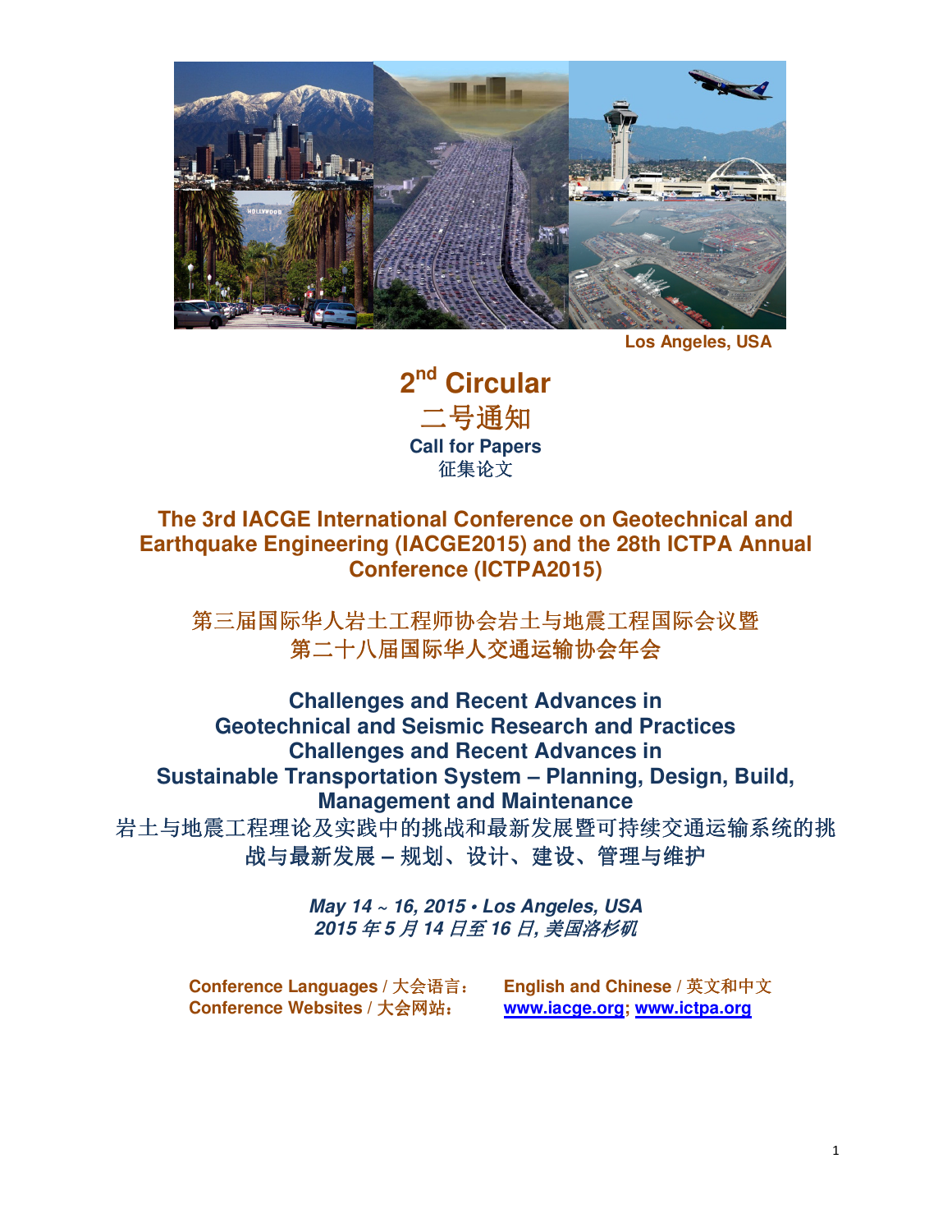Los Angeles, USA

# 2nd Circular

# 二号通知

**Call for Papers**

征集论文

## The 3rd IACGE International Conference on Geotechnical and Earthquake Engineering (IACGE2015) and the 28th ICTPA Annual Conference (ICTPA2015)

## 第三届国际华人岩土工程师协会岩土与地震工程国际会议暨第二十八届国际华人交通运输协会年会

**Challenges and Recent Advances in Geotechnical and Seismic Research and Practices**
**Challenges and Recent Advances in Sustainable Transportation System – Planning, Design, Build, Management and Maintenance**

岩土与地震工程理论及实践中的挑战和最新发展暨可持续交通运输系统的挑战与最新发展 – 规划、设计、建设、管理与维护

***May 14 ~ 16, 2015 • Los Angeles, USA***
***2015 年 5 月 14 日至 16 日, 美国洛杉矶***

**Conference Languages / 大会语言：** **English and Chinese / 英文和中文**
**Conference Websites / 大会网站：** **www.iacge.org; www.ictpa.org**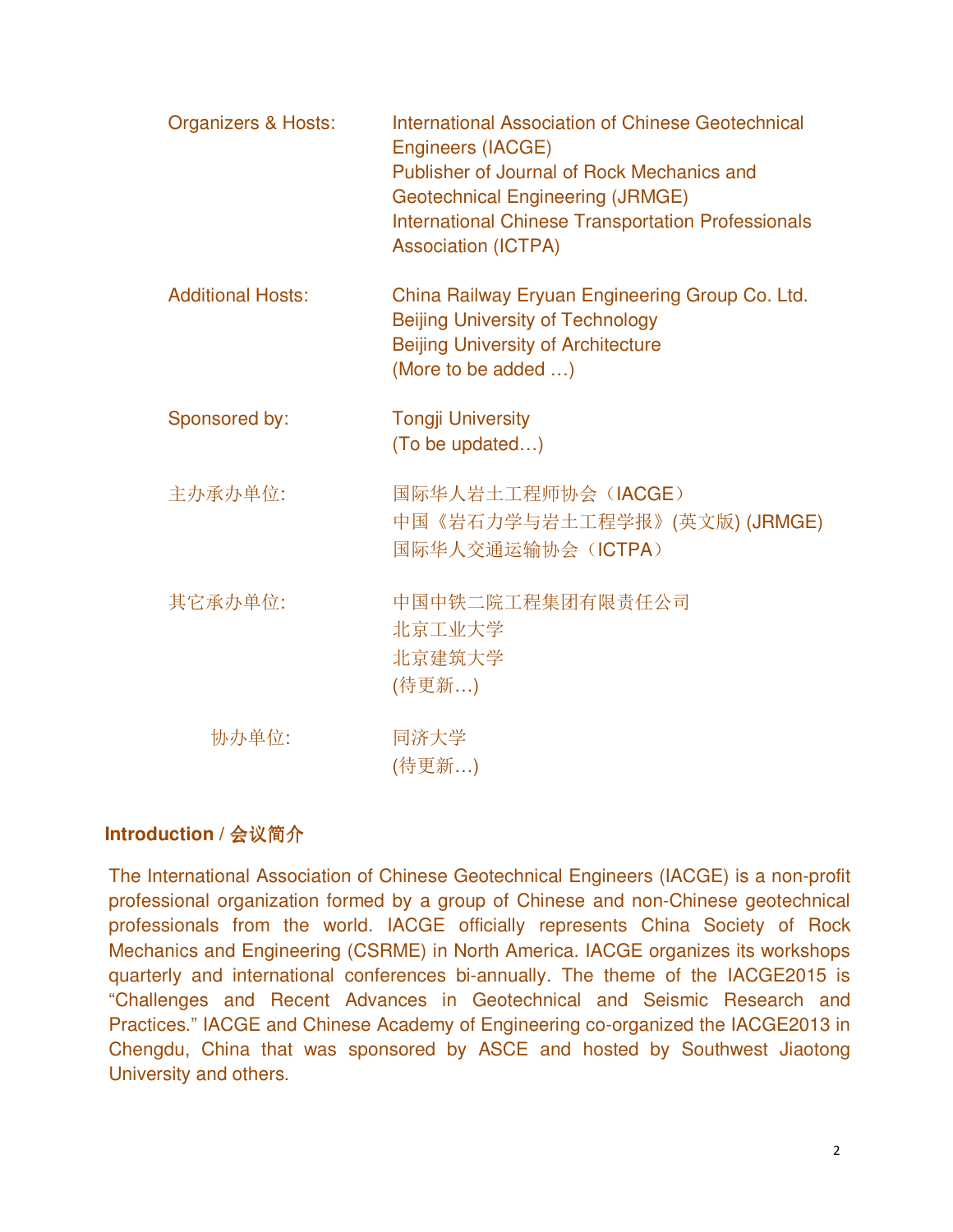Organizers & Hosts: International Association of Chinese Geotechnical Engineers (IACGE)
Publisher of Journal of Rock Mechanics and Geotechnical Engineering (JRMGE)
International Chinese Transportation Professionals Association (ICTPA)

Additional Hosts: China Railway Eryuan Engineering Group Co. Ltd.
Beijing University of Technology
Beijing University of Architecture
(More to be added …)

Sponsored by: Tongji University
(To be updated…)

主办承办单位: 国际华人岩土工程师协会（IACGE）
中国《岩石力学与岩土工程学报》(英文版) (JRMGE)
国际华人交通运输协会（ICTPA）

其它承办单位: 中国中铁二院工程集团有限责任公司
北京工业大学
北京建筑大学
(待更新…)

协办单位: 同济大学
(待更新…)

**Introduction / 会议简介**

The International Association of Chinese Geotechnical Engineers (IACGE) is a non-profit professional organization formed by a group of Chinese and non-Chinese geotechnical professionals from the world. IACGE officially represents China Society of Rock Mechanics and Engineering (CSRME) in North America. IACGE organizes its workshops quarterly and international conferences bi-annually. The theme of the IACGE2015 is "Challenges and Recent Advances in Geotechnical and Seismic Research and Practices." IACGE and Chinese Academy of Engineering co-organized the IACGE2013 in Chengdu, China that was sponsored by ASCE and hosted by Southwest Jiaotong University and others.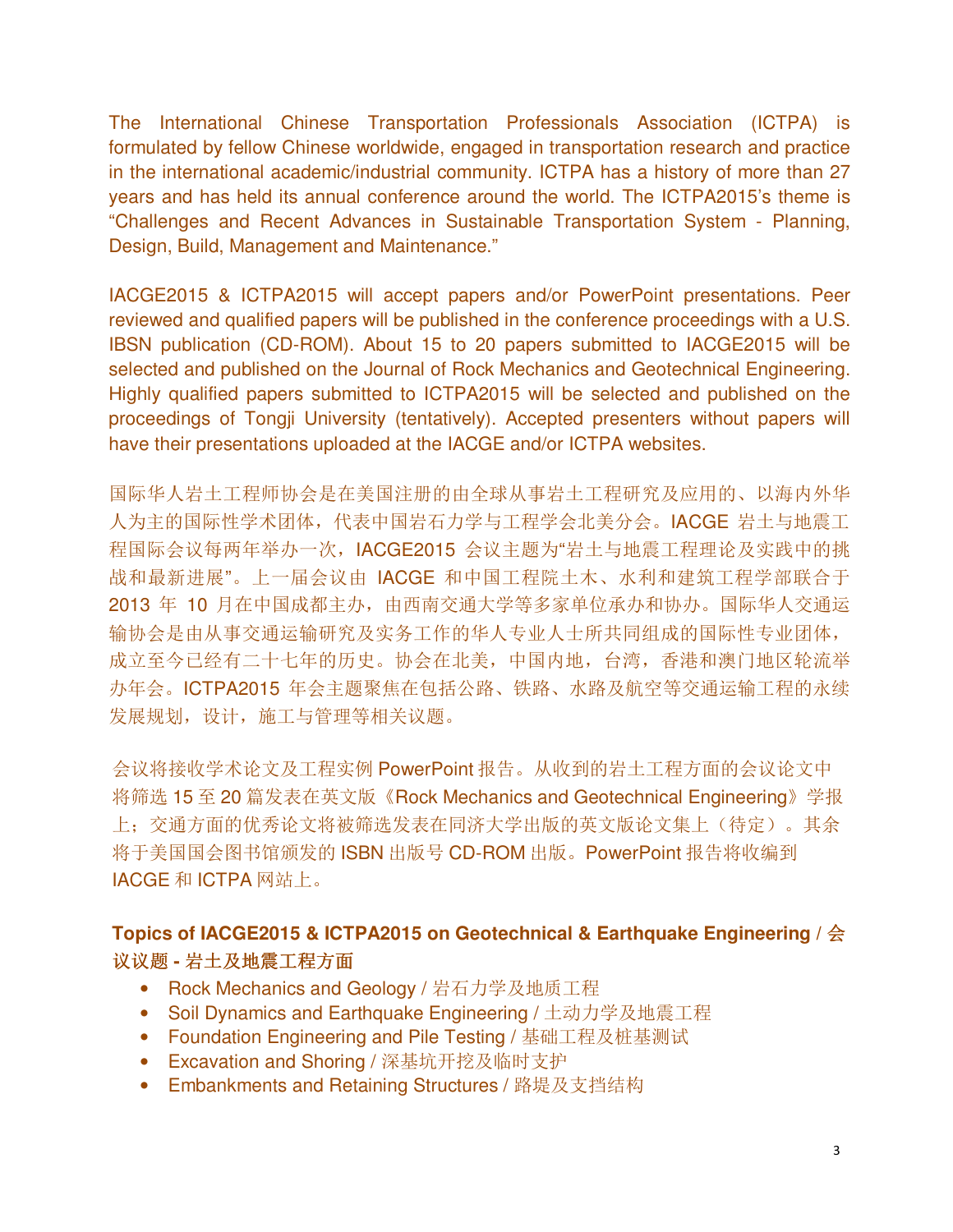The International Chinese Transportation Professionals Association (ICTPA) is formulated by fellow Chinese worldwide, engaged in transportation research and practice in the international academic/industrial community. ICTPA has a history of more than 27 years and has held its annual conference around the world. The ICTPA2015's theme is "Challenges and Recent Advances in Sustainable Transportation System - Planning, Design, Build, Management and Maintenance."

IACGE2015 & ICTPA2015 will accept papers and/or PowerPoint presentations. Peer reviewed and qualified papers will be published in the conference proceedings with a U.S. IBSN publication (CD-ROM). About 15 to 20 papers submitted to IACGE2015 will be selected and published on the Journal of Rock Mechanics and Geotechnical Engineering. Highly qualified papers submitted to ICTPA2015 will be selected and published on the proceedings of Tongji University (tentatively). Accepted presenters without papers will have their presentations uploaded at the IACGE and/or ICTPA websites.

国际华人岩土工程师协会是在美国注册的由全球从事岩土工程研究及应用的、以海内外华人为主的国际性学术团体，代表中国岩石力学与工程学会北美分会。IACGE 岩土与地震工程国际会议每两年举办一次，IACGE2015 会议主题为"岩土与地震工程理论及实践中的挑战和最新进展"。上一届会议由 IACGE 和中国工程院土木、水利和建筑工程学部联合于 2013 年 10 月在中国成都主办，由西南交通大学等多家单位承办和协办。国际华人交通运输协会是由从事交通运输研究及实务工作的华人专业人士所共同组成的国际性专业团体，成立至今已经有二十七年的历史。协会在北美，中国内地，台湾，香港和澳门地区轮流举办年会。ICTPA2015 年会主题聚焦在包括公路、铁路、水路及航空等交通运输工程的永续发展规划，设计，施工与管理等相关议题。

会议将接收学术论文及工程实例 PowerPoint 报告。从收到的岩土工程方面的会议论文中将筛选 15 至 20 篇发表在英文版《Rock Mechanics and Geotechnical Engineering》学报上；交通方面的优秀论文将被筛选发表在同济大学出版的英文版论文集上（待定）。其余将于美国国会图书馆颁发的 ISBN 出版号 CD-ROM 出版。PowerPoint 报告将收编到 IACGE 和 ICTPA 网站上。

**Topics of IACGE2015 & ICTPA2015 on Geotechnical & Earthquake Engineering / 会议议题 - 岩土及地震工程方面**

- Rock Mechanics and Geology / 岩石力学及地质工程
- Soil Dynamics and Earthquake Engineering / 土动力学及地震工程
- Foundation Engineering and Pile Testing / 基础工程及桩基测试
- Excavation and Shoring / 深基坑开挖及临时支护
- Embankments and Retaining Structures / 路堤及支挡结构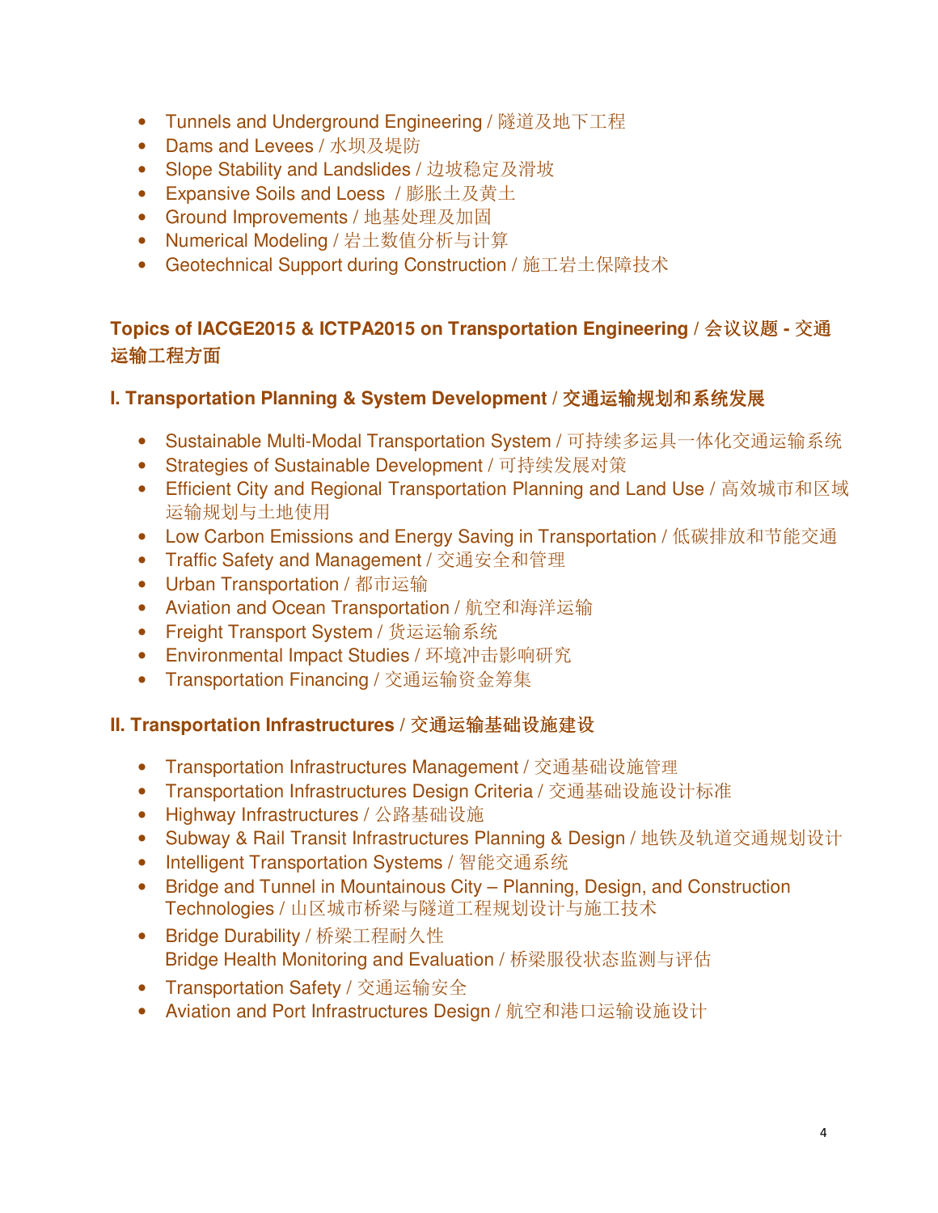- Tunnels and Underground Engineering / 隧道及地下工程
- Dams and Levees / 水坝及堤防
- Slope Stability and Landslides / 边坡稳定及滑坡
- Expansive Soils and Loess / 膨胀土及黄土
- Ground Improvements / 地基处理及加固
- Numerical Modeling / 岩土数值分析与计算
- Geotechnical Support during Construction / 施工岩土保障技术

## Topics of IACGE2015 & ICTPA2015 on Transportation Engineering / 会议议题 - 交通运输工程方面

### I. Transportation Planning & System Development / 交通运输规划和系统发展

- Sustainable Multi-Modal Transportation System / 可持续多运具一体化交通运输系统
- Strategies of Sustainable Development / 可持续发展对策
- Efficient City and Regional Transportation Planning and Land Use / 高效城市和区域运输规划与土地使用
- Low Carbon Emissions and Energy Saving in Transportation / 低碳排放和节能交通
- Traffic Safety and Management / 交通安全和管理
- Urban Transportation / 都市运输
- Aviation and Ocean Transportation / 航空和海洋运输
- Freight Transport System / 货运运输系统
- Environmental Impact Studies / 环境冲击影响研究
- Transportation Financing / 交通运输资金筹集

### II. Transportation Infrastructures / 交通运输基础设施建设

- Transportation Infrastructures Management / 交通基础设施管理
- Transportation Infrastructures Design Criteria / 交通基础设施设计标准
- Highway Infrastructures / 公路基础设施
- Subway & Rail Transit Infrastructures Planning & Design / 地铁及轨道交通规划设计
- Intelligent Transportation Systems / 智能交通系统
- Bridge and Tunnel in Mountainous City – Planning, Design, and Construction Technologies / 山区城市桥梁与隧道工程规划设计与施工技术
- Bridge Durability / 桥梁工程耐久性
  Bridge Health Monitoring and Evaluation / 桥梁服役状态监测与评估
- Transportation Safety / 交通运输安全
- Aviation and Port Infrastructures Design / 航空和港口运输设施设计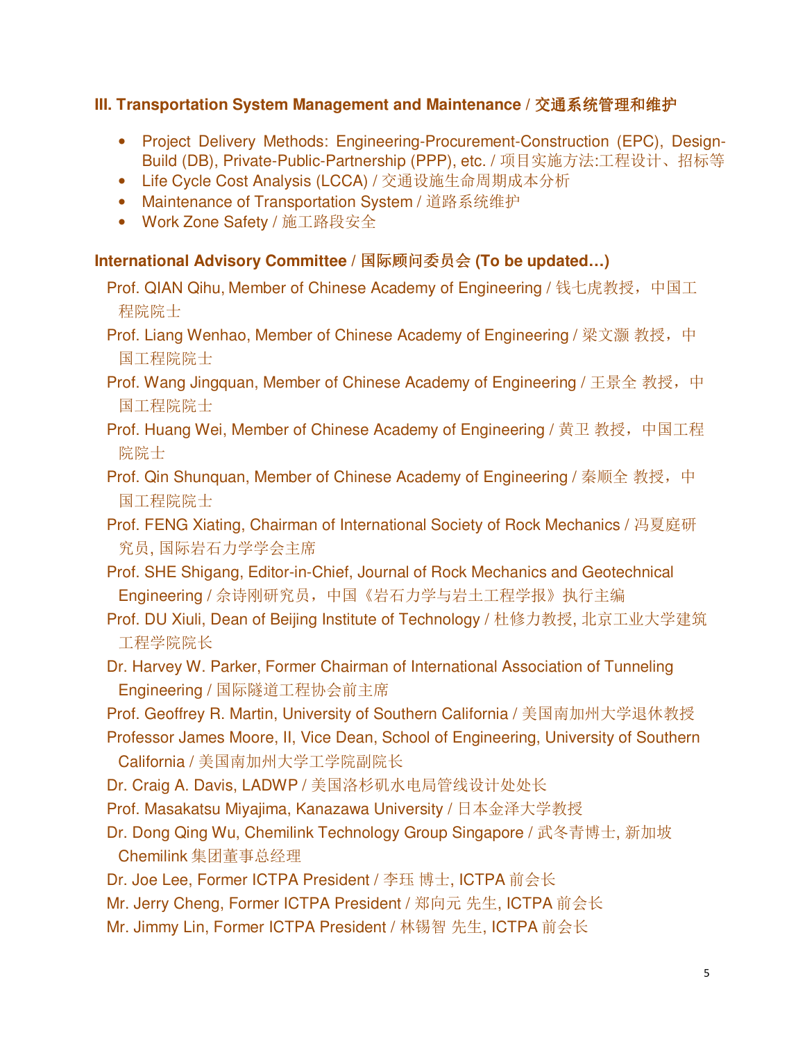### III. Transportation System Management and Maintenance / 交通系统管理和维护

- Project Delivery Methods: Engineering-Procurement-Construction (EPC), Design-Build (DB), Private-Public-Partnership (PPP), etc. / 项目实施方法:工程设计、招标等
- Life Cycle Cost Analysis (LCCA) / 交通设施生命周期成本分析
- Maintenance of Transportation System / 道路系统维护
- Work Zone Safety / 施工路段安全

### International Advisory Committee / 国际顾问委员会 (To be updated…)

Prof. QIAN Qihu, Member of Chinese Academy of Engineering / 钱七虎教授，中国工程院院士

Prof. Liang Wenhao, Member of Chinese Academy of Engineering / 梁文灏 教授，中国工程院院士

Prof. Wang Jingquan, Member of Chinese Academy of Engineering / 王景全 教授，中国工程院院士

Prof. Huang Wei, Member of Chinese Academy of Engineering / 黄卫 教授，中国工程院院士

Prof. Qin Shunquan, Member of Chinese Academy of Engineering / 秦顺全 教授，中国工程院院士

Prof. FENG Xiating, Chairman of International Society of Rock Mechanics / 冯夏庭研究员, 国际岩石力学学会主席

Prof. SHE Shigang, Editor-in-Chief, Journal of Rock Mechanics and Geotechnical Engineering / 佘诗刚研究员，中国《岩石力学与岩土工程学报》执行主编

Prof. DU Xiuli, Dean of Beijing Institute of Technology / 杜修力教授, 北京工业大学建筑工程学院院长

Dr. Harvey W. Parker, Former Chairman of International Association of Tunneling Engineering / 国际隧道工程协会前主席

Prof. Geoffrey R. Martin, University of Southern California / 美国南加州大学退休教授

Professor James Moore, II, Vice Dean, School of Engineering, University of Southern California / 美国南加州大学工学院副院长

Dr. Craig A. Davis, LADWP / 美国洛杉矶水电局管线设计处处长

Prof. Masakatsu Miyajima, Kanazawa University / 日本金泽大学教授

Dr. Dong Qing Wu, Chemilink Technology Group Singapore / 武冬青博士, 新加坡 Chemilink 集团董事总经理

Dr. Joe Lee, Former ICTPA President / 李珏 博士, ICTPA 前会长

Mr. Jerry Cheng, Former ICTPA President / 郑向元 先生, ICTPA 前会长

Mr. Jimmy Lin, Former ICTPA President / 林锡智 先生, ICTPA 前会长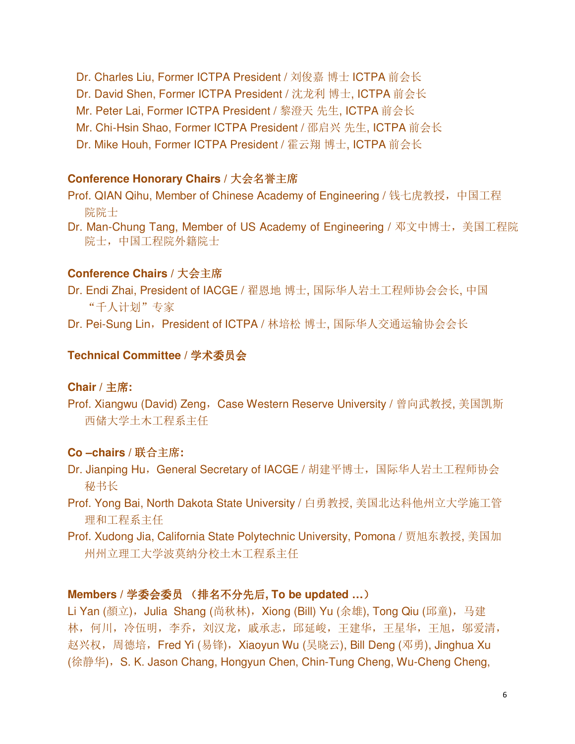Dr. Charles Liu, Former ICTPA President / 刘俊嘉 博士 ICTPA 前会长
Dr. David Shen, Former ICTPA President / 沈龙利 博士, ICTPA 前会长
Mr. Peter Lai, Former ICTPA President / 黎澄天 先生, ICTPA 前会长
Mr. Chi-Hsin Shao, Former ICTPA President / 邵启兴 先生, ICTPA 前会长
Dr. Mike Houh, Former ICTPA President / 霍云翔 博士, ICTPA 前会长

**Conference Honorary Chairs / 大会名誉主席**

Prof. QIAN Qihu, Member of Chinese Academy of Engineering / 钱七虎教授，中国工程院院士

Dr. Man-Chung Tang, Member of US Academy of Engineering / 邓文中博士，美国工程院院士，中国工程院外籍院士

**Conference Chairs / 大会主席**

Dr. Endi Zhai, President of IACGE / 翟恩地 博士, 国际华人岩土工程师协会会长, 中国"千人计划"专家

Dr. Pei-Sung Lin，President of ICTPA / 林培松 博士, 国际华人交通运输协会会长

**Technical Committee / 学术委员会**

**Chair / 主席:**

Prof. Xiangwu (David) Zeng，Case Western Reserve University / 曾向武教授, 美国凯斯西储大学土木工程系主任

**Co –chairs / 联合主席:**

Dr. Jianping Hu，General Secretary of IACGE / 胡建平博士，国际华人岩土工程师协会秘书长

Prof. Yong Bai, North Dakota State University / 白勇教授, 美国北达科他州立大学施工管理和工程系主任

Prof. Xudong Jia, California State Polytechnic University, Pomona / 贾旭东教授, 美国加州州立理工大学波莫纳分校土木工程系主任

**Members / 学委会委员 （排名不分先后, To be updated …）**

Li Yan (颜立)，Julia Shang (尚秋林)，Xiong (Bill) Yu (余雄), Tong Qiu (邱童)，马建林，何川，冷伍明，李乔，刘汉龙，戚承志，邱延峻，王建华，王星华，王旭，邬爱清，赵兴权，周德培，Fred Yi (易锋)，Xiaoyun Wu (吴晓云), Bill Deng (邓勇), Jinghua Xu (徐静华)，S. K. Jason Chang, Hongyun Chen, Chin-Tung Cheng, Wu-Cheng Cheng,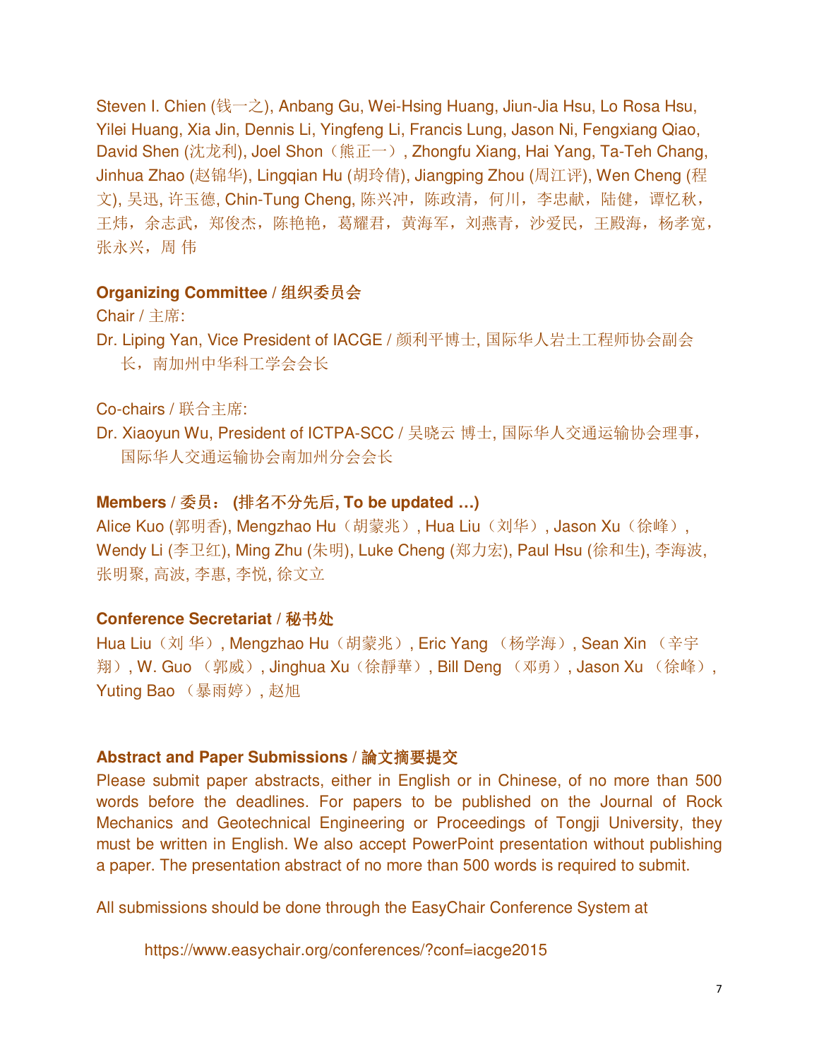Steven I. Chien (钱一之), Anbang Gu, Wei-Hsing Huang, Jiun-Jia Hsu, Lo Rosa Hsu, Yilei Huang, Xia Jin, Dennis Li, Yingfeng Li, Francis Lung, Jason Ni, Fengxiang Qiao, David Shen (沈龙利), Joel Shon（熊正一）, Zhongfu Xiang, Hai Yang, Ta-Teh Chang, Jinhua Zhao (赵锦华), Lingqian Hu (胡玲倩), Jiangping Zhou (周江评), Wen Cheng (程文), 吴迅, 许玉德, Chin-Tung Cheng, 陈兴冲，陈政清，何川，李忠献，陆健，谭忆秋，王炜，余志武，郑俊杰，陈艳艳，葛耀君，黄海军，刘燕青，沙爱民，王殿海，杨孝宽，张永兴，周 伟

**Organizing Committee / 组织委员会**

Chair / 主席:

Dr. Liping Yan, Vice President of IACGE / 颜利平博士, 国际华人岩土工程师协会副会长，南加州中华科工学会会长

Co-chairs / 联合主席:

Dr. Xiaoyun Wu, President of ICTPA-SCC / 吴晓云 博士, 国际华人交通运输协会理事，国际华人交通运输协会南加州分会会长

**Members / 委员： (排名不分先后, To be updated …)**

Alice Kuo (郭明香), Mengzhao Hu（胡蒙兆）, Hua Liu（刘华）, Jason Xu（徐峰）, Wendy Li (李卫红), Ming Zhu (朱明), Luke Cheng (郑力宏), Paul Hsu (徐和生), 李海波, 张明聚, 高波, 李惠, 李悦, 徐文立

**Conference Secretariat / 秘书处**

Hua Liu（刘 华）, Mengzhao Hu（胡蒙兆）, Eric Yang （杨学海）, Sean Xin （辛宇翔）, W. Guo （郭威）, Jinghua Xu（徐靜華）, Bill Deng （邓勇）, Jason Xu （徐峰）, Yuting Bao （暴雨婷）, 赵旭

**Abstract and Paper Submissions / 論文摘要提交**

Please submit paper abstracts, either in English or in Chinese, of no more than 500 words before the deadlines. For papers to be published on the Journal of Rock Mechanics and Geotechnical Engineering or Proceedings of Tongji University, they must be written in English. We also accept PowerPoint presentation without publishing a paper. The presentation abstract of no more than 500 words is required to submit.

All submissions should be done through the EasyChair Conference System at

https://www.easychair.org/conferences/?conf=iacge2015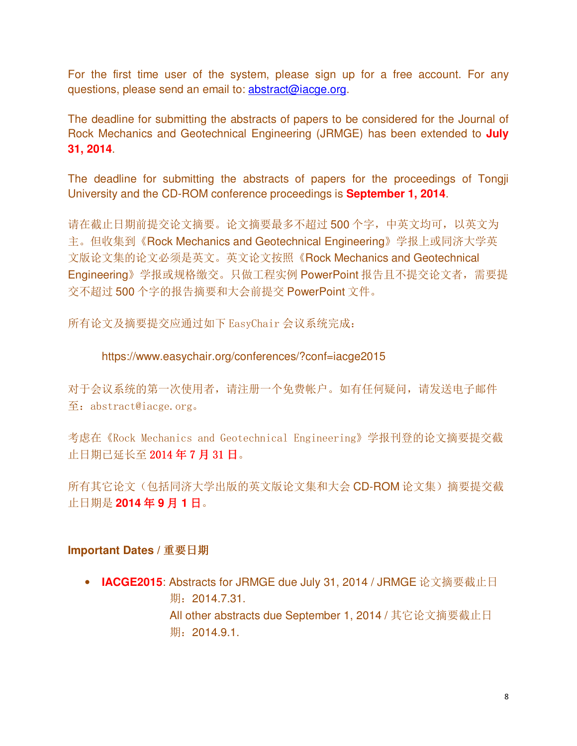For the first time user of the system, please sign up for a free account. For any questions, please send an email to: abstract@iacge.org.

The deadline for submitting the abstracts of papers to be considered for the Journal of Rock Mechanics and Geotechnical Engineering (JRMGE) has been extended to **July 31, 2014**.

The deadline for submitting the abstracts of papers for the proceedings of Tongji University and the CD-ROM conference proceedings is **September 1, 2014**.

请在截止日期前提交论文摘要。论文摘要最多不超过 500 个字，中英文均可，以英文为主。但收集到《Rock Mechanics and Geotechnical Engineering》学报上或同济大学英文版论文集的论文必须是英文。英文论文按照《Rock Mechanics and Geotechnical Engineering》学报或规格缴交。只做工程实例 PowerPoint 报告且不提交论文者，需要提交不超过 500 个字的报告摘要和大会前提交 PowerPoint 文件。

所有论文及摘要提交应通过如下 EasyChair 会议系统完成：

https://www.easychair.org/conferences/?conf=iacge2015

对于会议系统的第一次使用者，请注册一个免费帐户。如有任何疑问，请发送电子邮件至：abstract@iacge.org。

考虑在《Rock Mechanics and Geotechnical Engineering》学报刊登的论文摘要提交截止日期已延长至 **2014 年 7 月 31 日**。

所有其它论文（包括同济大学出版的英文版论文集和大会 CD-ROM 论文集）摘要提交截止日期是 **2014 年 9 月 1 日**。

### Important Dates / 重要日期

- **IACGE2015**: Abstracts for JRMGE due July 31, 2014 / JRMGE 论文摘要截止日期：2014.7.31.
  All other abstracts due September 1, 2014 / 其它论文摘要截止日期：2014.9.1.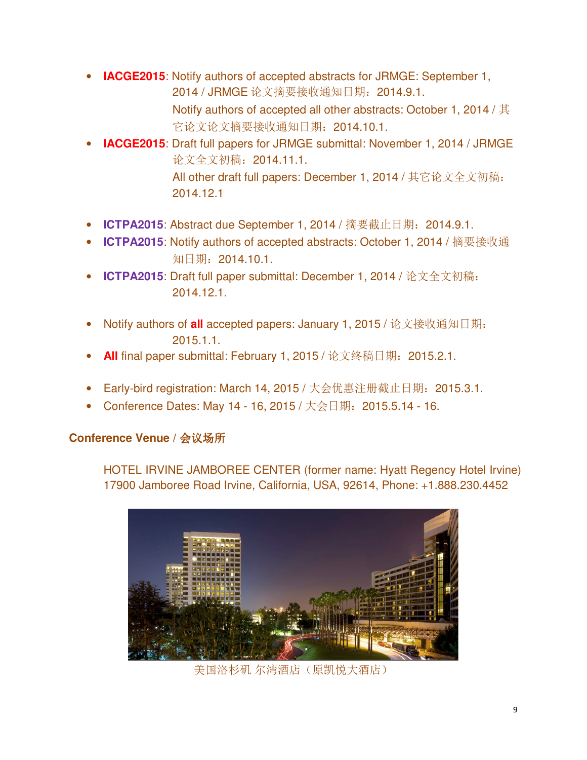- **IACGE2015**: Notify authors of accepted abstracts for JRMGE: September 1, 2014 / JRMGE 论文摘要接收通知日期：2014.9.1.
  Notify authors of accepted all other abstracts: October 1, 2014 / 其它论文论文摘要接收通知日期：2014.10.1.
- **IACGE2015**: Draft full papers for JRMGE submittal: November 1, 2014 / JRMGE 论文全文初稿：2014.11.1.
  All other draft full papers: December 1, 2014 / 其它论文全文初稿：2014.12.1

- **ICTPA2015**: Abstract due September 1, 2014 / 摘要截止日期：2014.9.1.
- **ICTPA2015**: Notify authors of accepted abstracts: October 1, 2014 / 摘要接收通知日期：2014.10.1.
- **ICTPA2015**: Draft full paper submittal: December 1, 2014 / 论文全文初稿：2014.12.1.

- Notify authors of **all** accepted papers: January 1, 2015 / 论文接收通知日期：2015.1.1.
- **All** final paper submittal: February 1, 2015 / 论文终稿日期：2015.2.1.

- Early-bird registration: March 14, 2015 / 大会优惠注册截止日期：2015.3.1.
- Conference Dates: May 14 - 16, 2015 / 大会日期：2015.5.14 - 16.

### Conference Venue / 会议场所

HOTEL IRVINE JAMBOREE CENTER (former name: Hyatt Regency Hotel Irvine)
17900 Jamboree Road Irvine, California, USA, 92614, Phone: +1.888.230.4452

美国洛杉矶 尔湾酒店（原凯悦大酒店）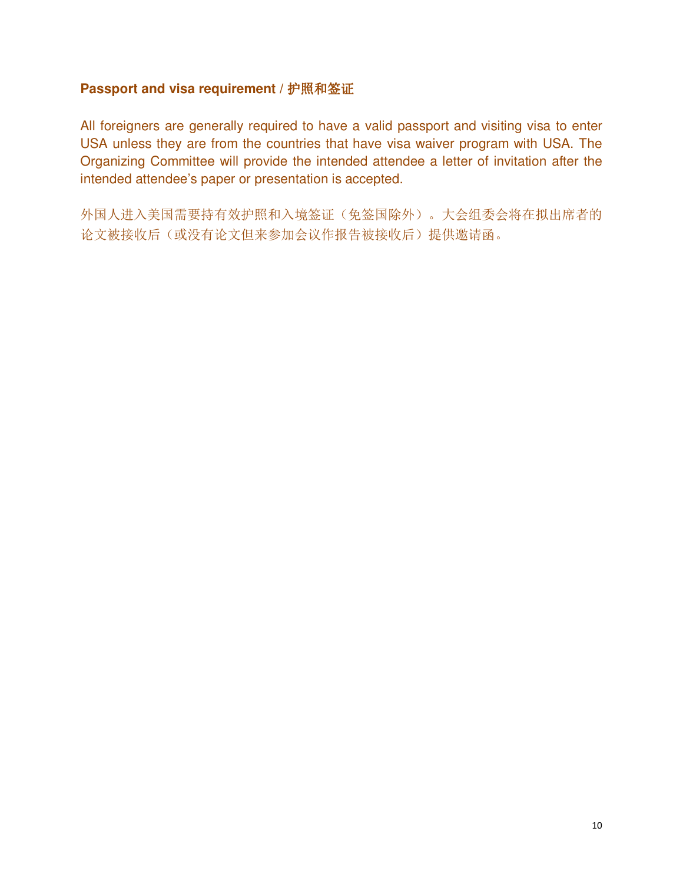**Passport and visa requirement / 护照和签证**

All foreigners are generally required to have a valid passport and visiting visa to enter USA unless they are from the countries that have visa waiver program with USA. The Organizing Committee will provide the intended attendee a letter of invitation after the intended attendee's paper or presentation is accepted.

外国人进入美国需要持有效护照和入境签证（免签国除外）。大会组委会将在拟出席者的论文被接收后（或没有论文但来参加会议作报告被接收后）提供邀请函。